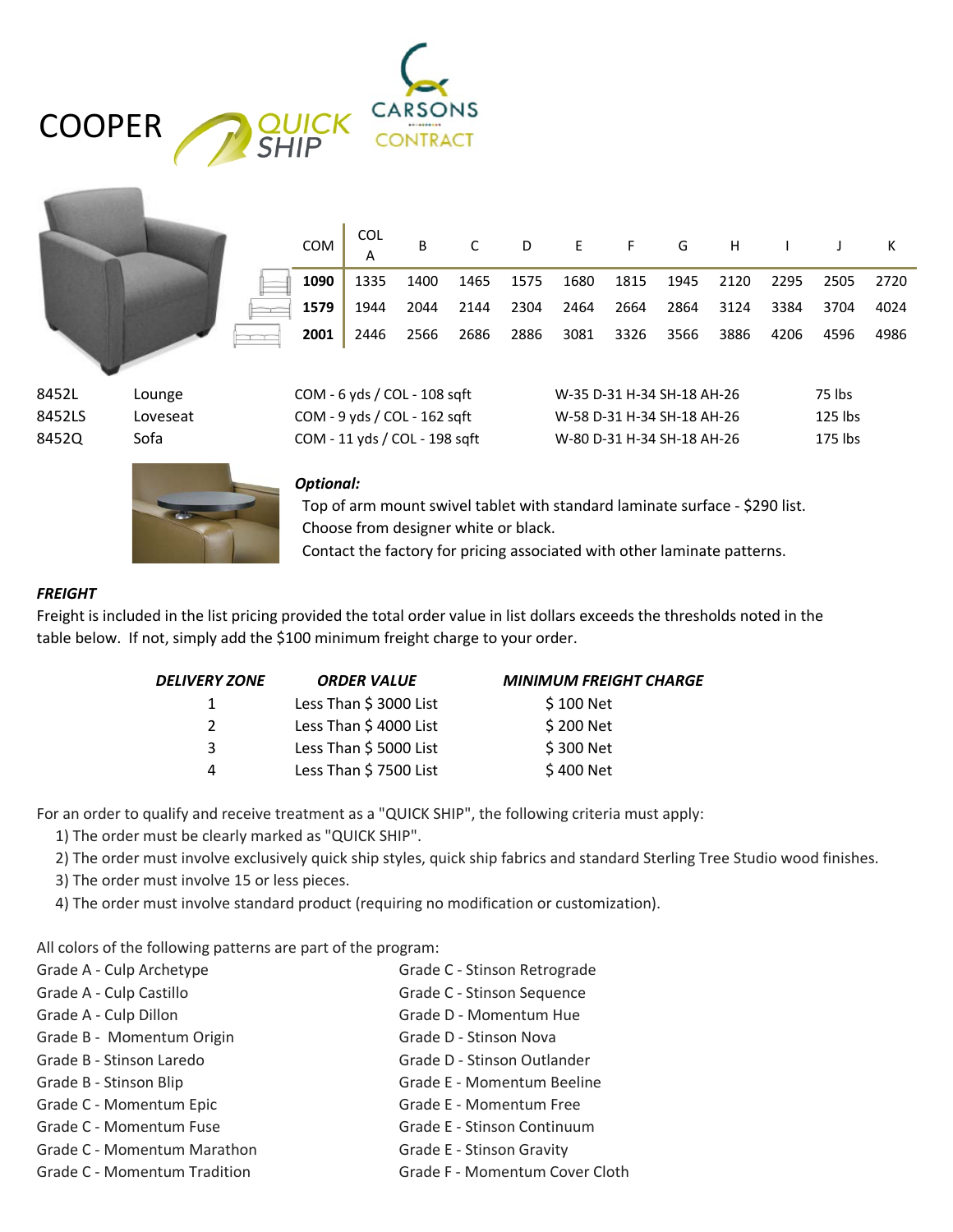# COOPER

QUICK SHIP

CARSONS CONTRACT

| COM | COL A | B | C | D | E | F | G | H | I | J | K |
|---|---|---|---|---|---|---|---|---|---|---|---|
| **1090** | 1335 | 1400 | 1465 | 1575 | 1680 | 1815 | 1945 | 2120 | 2295 | 2505 | 2720 |
| **1579** | 1944 | 2044 | 2144 | 2304 | 2464 | 2664 | 2864 | 3124 | 3384 | 3704 | 4024 |
| **2001** | 2446 | 2566 | 2686 | 2886 | 3081 | 3326 | 3566 | 3886 | 4206 | 4596 | 4986 |

| | | | | |
|---|---|---|---|---|
| 8452L | Lounge | COM - 6 yds / COL - 108 sqft | W-35 D-31 H-34 SH-18 AH-26 | 75 lbs |
| 8452LS | Loveseat | COM - 9 yds / COL - 162 sqft | W-58 D-31 H-34 SH-18 AH-26 | 125 lbs |
| 8452Q | Sofa | COM - 11 yds / COL - 198 sqft | W-80 D-31 H-34 SH-18 AH-26 | 175 lbs |

***Optional:***

Top of arm mount swivel tablet with standard laminate surface - $290 list.
Choose from designer white or black.
Contact the factory for pricing associated with other laminate patterns.

***FREIGHT***

Freight is included in the list pricing provided the total order value in list dollars exceeds the thresholds noted in the table below. If not, simply add the $100 minimum freight charge to your order.

| *DELIVERY ZONE* | *ORDER VALUE* | *MINIMUM FREIGHT CHARGE* |
|---|---|---|
| 1 | Less Than $ 3000 List | $ 100 Net |
| 2 | Less Than $ 4000 List | $ 200 Net |
| 3 | Less Than $ 5000 List | $ 300 Net |
| 4 | Less Than $ 7500 List | $ 400 Net |

For an order to qualify and receive treatment as a "QUICK SHIP", the following criteria must apply:

1) The order must be clearly marked as "QUICK SHIP".
2) The order must involve exclusively quick ship styles, quick ship fabrics and standard Sterling Tree Studio wood finishes.
3) The order must involve 15 or less pieces.
4) The order must involve standard product (requiring no modification or customization).

All colors of the following patterns are part of the program:

Grade A - Culp Archetype
Grade A - Culp Castillo
Grade A - Culp Dillon
Grade B - Momentum Origin
Grade B - Stinson Laredo
Grade B - Stinson Blip
Grade C - Momentum Epic
Grade C - Momentum Fuse
Grade C - Momentum Marathon
Grade C - Momentum Tradition
Grade C - Stinson Retrograde
Grade C - Stinson Sequence
Grade D - Momentum Hue
Grade D - Stinson Nova
Grade D - Stinson Outlander
Grade E - Momentum Beeline
Grade E - Momentum Free
Grade E - Stinson Continuum
Grade E - Stinson Gravity
Grade F - Momentum Cover Cloth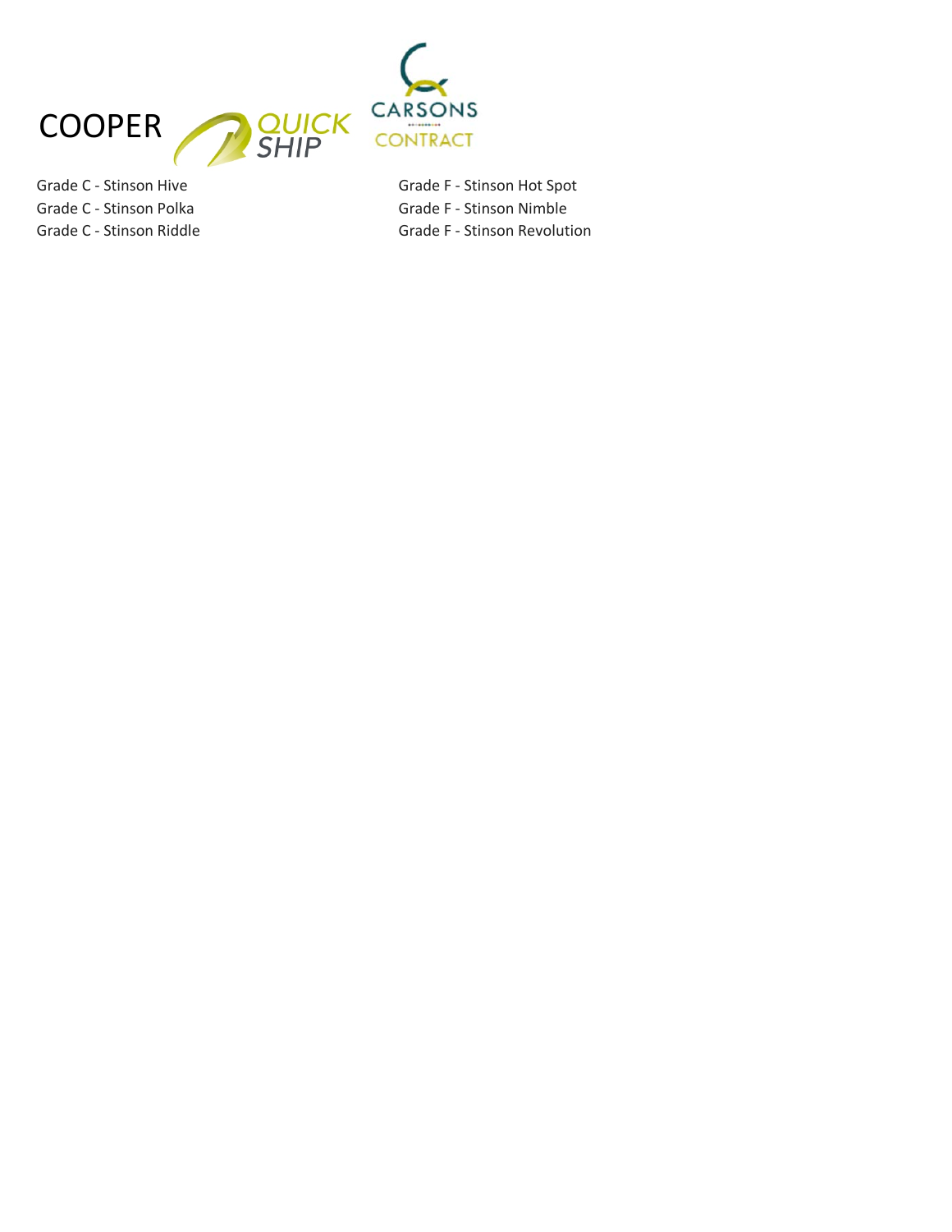# COOPER

QUICK SHIP

CARSONS CONTRACT

Grade C - Stinson Hive
Grade C - Stinson Polka
Grade C - Stinson Riddle

Grade F - Stinson Hot Spot
Grade F - Stinson Nimble
Grade F - Stinson Revolution